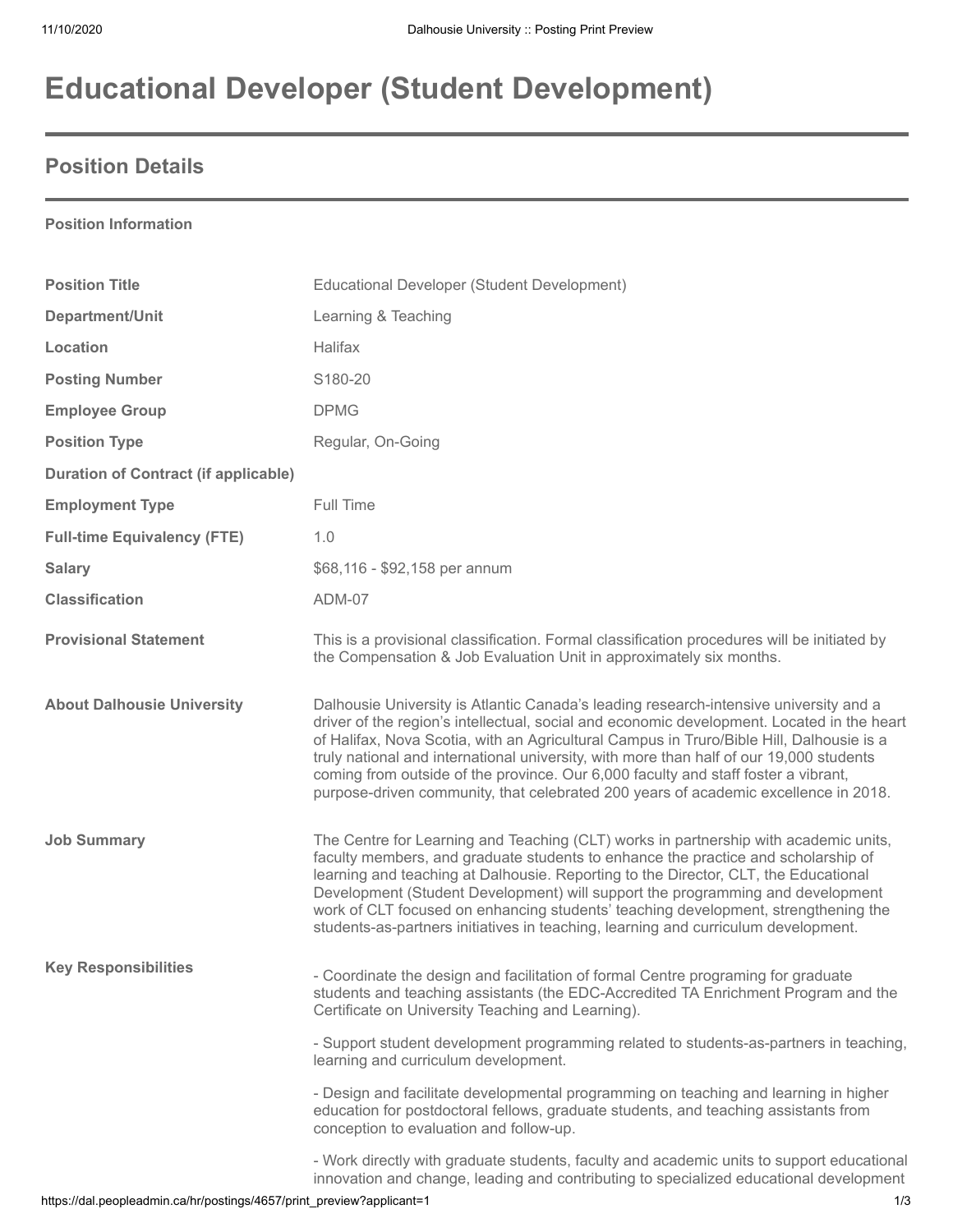# Educational Developer (Student Development)

## Position Details

**Position Information**

| | |
|---|---|
| **Position Title** | Educational Developer (Student Development) |
| **Department/Unit** | Learning & Teaching |
| **Location** | Halifax |
| **Posting Number** | S180-20 |
| **Employee Group** | DPMG |
| **Position Type** | Regular, On-Going |
| **Duration of Contract (if applicable)** | |
| **Employment Type** | Full Time |
| **Full-time Equivalency (FTE)** | 1.0 |
| **Salary** | $68,116 - $92,158 per annum |
| **Classification** | ADM-07 |
| **Provisional Statement** | This is a provisional classification. Formal classification procedures will be initiated by the Compensation & Job Evaluation Unit in approximately six months. |
| **About Dalhousie University** | Dalhousie University is Atlantic Canada's leading research-intensive university and a driver of the region's intellectual, social and economic development. Located in the heart of Halifax, Nova Scotia, with an Agricultural Campus in Truro/Bible Hill, Dalhousie is a truly national and international university, with more than half of our 19,000 students coming from outside of the province. Our 6,000 faculty and staff foster a vibrant, purpose-driven community, that celebrated 200 years of academic excellence in 2018. |
| **Job Summary** | The Centre for Learning and Teaching (CLT) works in partnership with academic units, faculty members, and graduate students to enhance the practice and scholarship of learning and teaching at Dalhousie. Reporting to the Director, CLT, the Educational Development (Student Development) will support the programming and development work of CLT focused on enhancing students' teaching development, strengthening the students-as-partners initiatives in teaching, learning and curriculum development. |

**Key Responsibilities**

- Coordinate the design and facilitation of formal Centre programing for graduate students and teaching assistants (the EDC-Accredited TA Enrichment Program and the Certificate on University Teaching and Learning).

- Support student development programming related to students-as-partners in teaching, learning and curriculum development.

- Design and facilitate developmental programming on teaching and learning in higher education for postdoctoral fellows, graduate students, and teaching assistants from conception to evaluation and follow-up.

- Work directly with graduate students, faculty and academic units to support educational innovation and change, leading and contributing to specialized educational development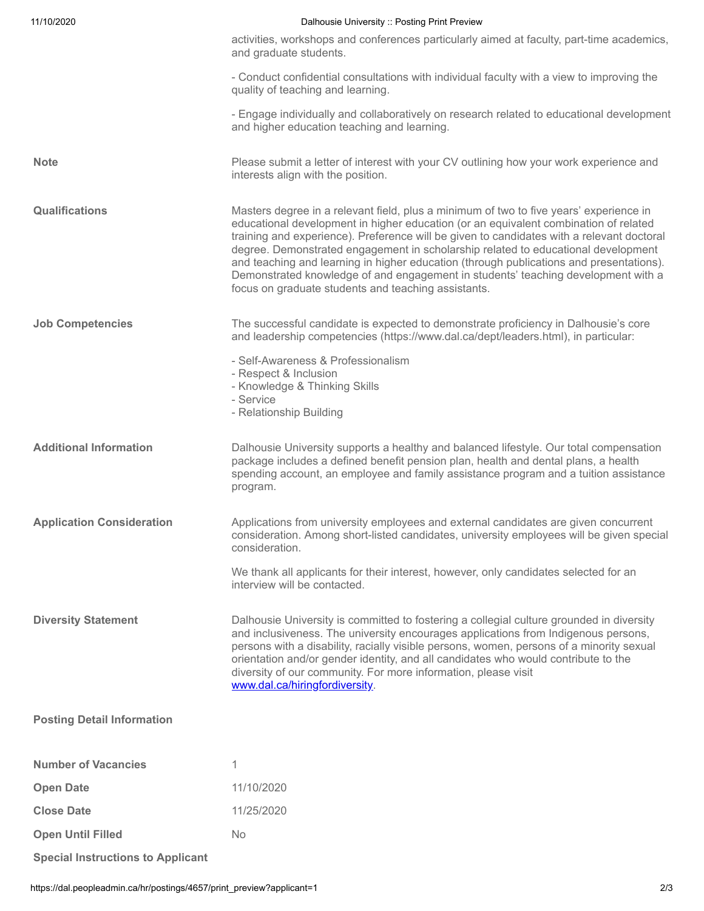activities, workshops and conferences particularly aimed at faculty, part-time academics, and graduate students.

- Conduct confidential consultations with individual faculty with a view to improving the quality of teaching and learning.

- Engage individually and collaboratively on research related to educational development and higher education teaching and learning.

**Note**

Please submit a letter of interest with your CV outlining how your work experience and interests align with the position.

**Qualifications**

Masters degree in a relevant field, plus a minimum of two to five years' experience in educational development in higher education (or an equivalent combination of related training and experience). Preference will be given to candidates with a relevant doctoral degree. Demonstrated engagement in scholarship related to educational development and teaching and learning in higher education (through publications and presentations). Demonstrated knowledge of and engagement in students' teaching development with a focus on graduate students and teaching assistants.

**Job Competencies**

The successful candidate is expected to demonstrate proficiency in Dalhousie's core and leadership competencies (https://www.dal.ca/dept/leaders.html), in particular:

- Self-Awareness & Professionalism
- Respect & Inclusion
- Knowledge & Thinking Skills
- Service
- Relationship Building

**Additional Information**

Dalhousie University supports a healthy and balanced lifestyle. Our total compensation package includes a defined benefit pension plan, health and dental plans, a health spending account, an employee and family assistance program and a tuition assistance program.

**Application Consideration**

Applications from university employees and external candidates are given concurrent consideration. Among short-listed candidates, university employees will be given special consideration.

We thank all applicants for their interest, however, only candidates selected for an interview will be contacted.

**Diversity Statement**

Dalhousie University is committed to fostering a collegial culture grounded in diversity and inclusiveness. The university encourages applications from Indigenous persons, persons with a disability, racially visible persons, women, persons of a minority sexual orientation and/or gender identity, and all candidates who would contribute to the diversity of our community. For more information, please visit [www.dal.ca/hiringfordiversity](www.dal.ca/hiringfordiversity).

**Posting Detail Information**

| | |
|---|---|
| **Number of Vacancies** | 1 |
| **Open Date** | 11/10/2020 |
| **Close Date** | 11/25/2020 |
| **Open Until Filled** | No |

**Special Instructions to Applicant**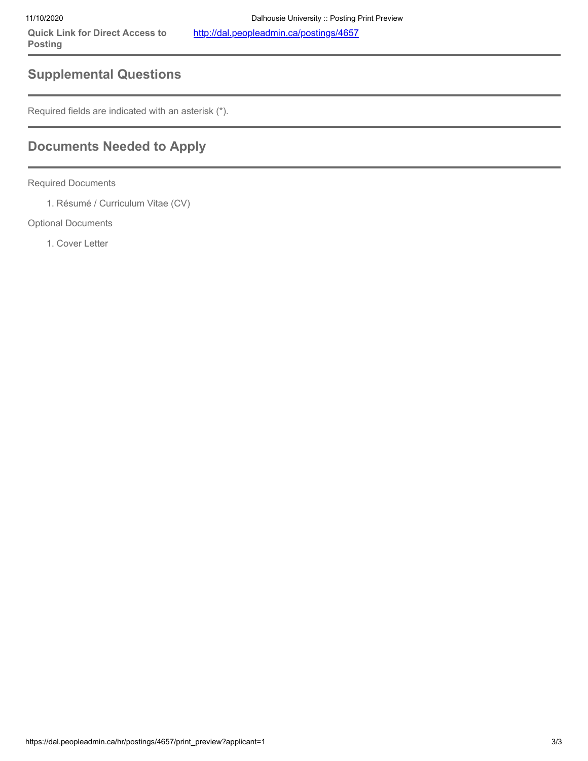**Quick Link for Direct Access to Posting** http://dal.peopleadmin.ca/postings/4657

## Supplemental Questions

Required fields are indicated with an asterisk (*).

## Documents Needed to Apply

Required Documents

1. Résumé / Curriculum Vitae (CV)

Optional Documents

1. Cover Letter